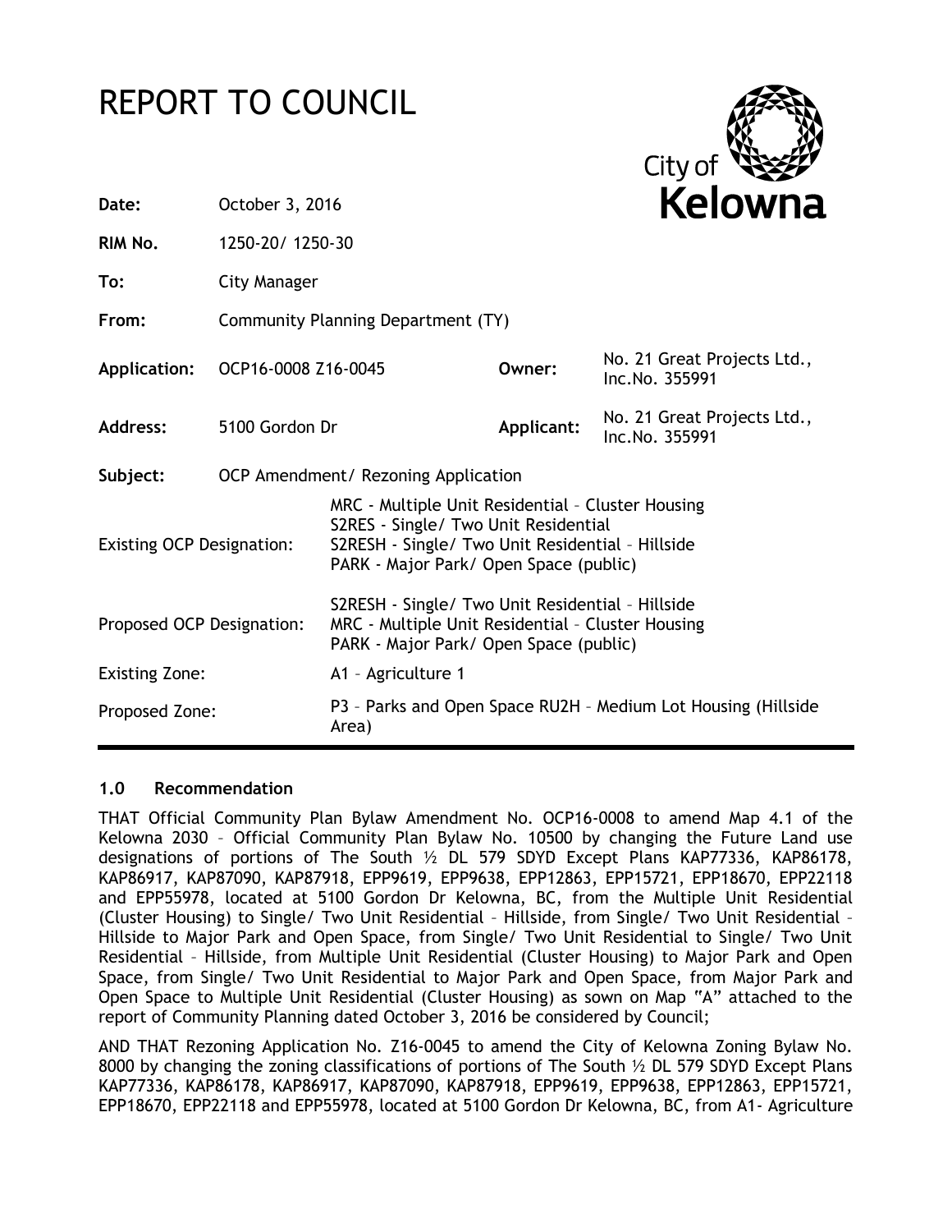# REPORT TO COUNCIL

City of Kelowna

| | | | |
|---|---|---|---|
| **Date:** | October 3, 2016 | | |
| **RIM No.** | 1250-20/ 1250-30 | | |
| **To:** | City Manager | | |
| **From:** | Community Planning Department (TY) | | |
| **Application:** | OCP16-0008 Z16-0045 | **Owner:** | No. 21 Great Projects Ltd., Inc.No. 355991 |
| **Address:** | 5100 Gordon Dr | **Applicant:** | No. 21 Great Projects Ltd., Inc.No. 355991 |
| **Subject:** | OCP Amendment/ Rezoning Application | | |

| | |
|---|---|
| Existing OCP Designation: | MRC - Multiple Unit Residential – Cluster Housing<br>S2RES - Single/ Two Unit Residential<br>S2RESH - Single/ Two Unit Residential – Hillside<br>PARK - Major Park/ Open Space (public) |
| Proposed OCP Designation: | S2RESH - Single/ Two Unit Residential – Hillside<br>MRC - Multiple Unit Residential – Cluster Housing<br>PARK - Major Park/ Open Space (public) |
| Existing Zone: | A1 – Agriculture 1 |
| Proposed Zone: | P3 – Parks and Open Space RU2H – Medium Lot Housing (Hillside Area) |

## 1.0 Recommendation

THAT Official Community Plan Bylaw Amendment No. OCP16-0008 to amend Map 4.1 of the Kelowna 2030 – Official Community Plan Bylaw No. 10500 by changing the Future Land use designations of portions of The South ½ DL 579 SDYD Except Plans KAP77336, KAP86178, KAP86917, KAP87090, KAP87918, EPP9619, EPP9638, EPP12863, EPP15721, EPP18670, EPP22118 and EPP55978, located at 5100 Gordon Dr Kelowna, BC, from the Multiple Unit Residential (Cluster Housing) to Single/ Two Unit Residential – Hillside, from Single/ Two Unit Residential – Hillside to Major Park and Open Space, from Single/ Two Unit Residential to Single/ Two Unit Residential – Hillside, from Multiple Unit Residential (Cluster Housing) to Major Park and Open Space, from Single/ Two Unit Residential to Major Park and Open Space, from Major Park and Open Space to Multiple Unit Residential (Cluster Housing) as sown on Map "A" attached to the report of Community Planning dated October 3, 2016 be considered by Council;

AND THAT Rezoning Application No. Z16-0045 to amend the City of Kelowna Zoning Bylaw No. 8000 by changing the zoning classifications of portions of The South ½ DL 579 SDYD Except Plans KAP77336, KAP86178, KAP86917, KAP87090, KAP87918, EPP9619, EPP9638, EPP12863, EPP15721, EPP18670, EPP22118 and EPP55978, located at 5100 Gordon Dr Kelowna, BC, from A1- Agriculture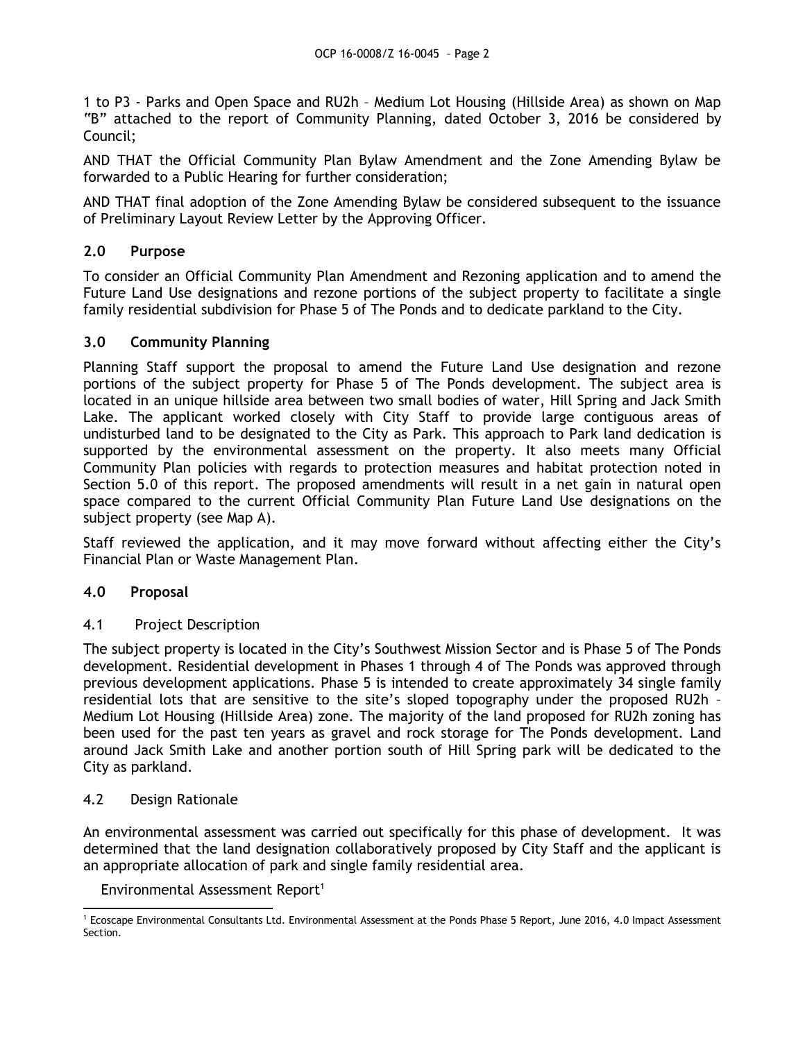1 to P3 - Parks and Open Space and RU2h – Medium Lot Housing (Hillside Area) as shown on Map "B" attached to the report of Community Planning, dated October 3, 2016 be considered by Council;

AND THAT the Official Community Plan Bylaw Amendment and the Zone Amending Bylaw be forwarded to a Public Hearing for further consideration;

AND THAT final adoption of the Zone Amending Bylaw be considered subsequent to the issuance of Preliminary Layout Review Letter by the Approving Officer.

## 2.0 Purpose

To consider an Official Community Plan Amendment and Rezoning application and to amend the Future Land Use designations and rezone portions of the subject property to facilitate a single family residential subdivision for Phase 5 of The Ponds and to dedicate parkland to the City.

## 3.0 Community Planning

Planning Staff support the proposal to amend the Future Land Use designation and rezone portions of the subject property for Phase 5 of The Ponds development. The subject area is located in an unique hillside area between two small bodies of water, Hill Spring and Jack Smith Lake. The applicant worked closely with City Staff to provide large contiguous areas of undisturbed land to be designated to the City as Park. This approach to Park land dedication is supported by the environmental assessment on the property. It also meets many Official Community Plan policies with regards to protection measures and habitat protection noted in Section 5.0 of this report. The proposed amendments will result in a net gain in natural open space compared to the current Official Community Plan Future Land Use designations on the subject property (see Map A).

Staff reviewed the application, and it may move forward without affecting either the City's Financial Plan or Waste Management Plan.

## 4.0 Proposal

### 4.1 Project Description

The subject property is located in the City's Southwest Mission Sector and is Phase 5 of The Ponds development. Residential development in Phases 1 through 4 of The Ponds was approved through previous development applications. Phase 5 is intended to create approximately 34 single family residential lots that are sensitive to the site's sloped topography under the proposed RU2h – Medium Lot Housing (Hillside Area) zone. The majority of the land proposed for RU2h zoning has been used for the past ten years as gravel and rock storage for The Ponds development. Land around Jack Smith Lake and another portion south of Hill Spring park will be dedicated to the City as parkland.

### 4.2 Design Rationale

An environmental assessment was carried out specifically for this phase of development. It was determined that the land designation collaboratively proposed by City Staff and the applicant is an appropriate allocation of park and single family residential area.

Environmental Assessment Report[1]

[1] Ecoscape Environmental Consultants Ltd. Environmental Assessment at the Ponds Phase 5 Report, June 2016, 4.0 Impact Assessment Section.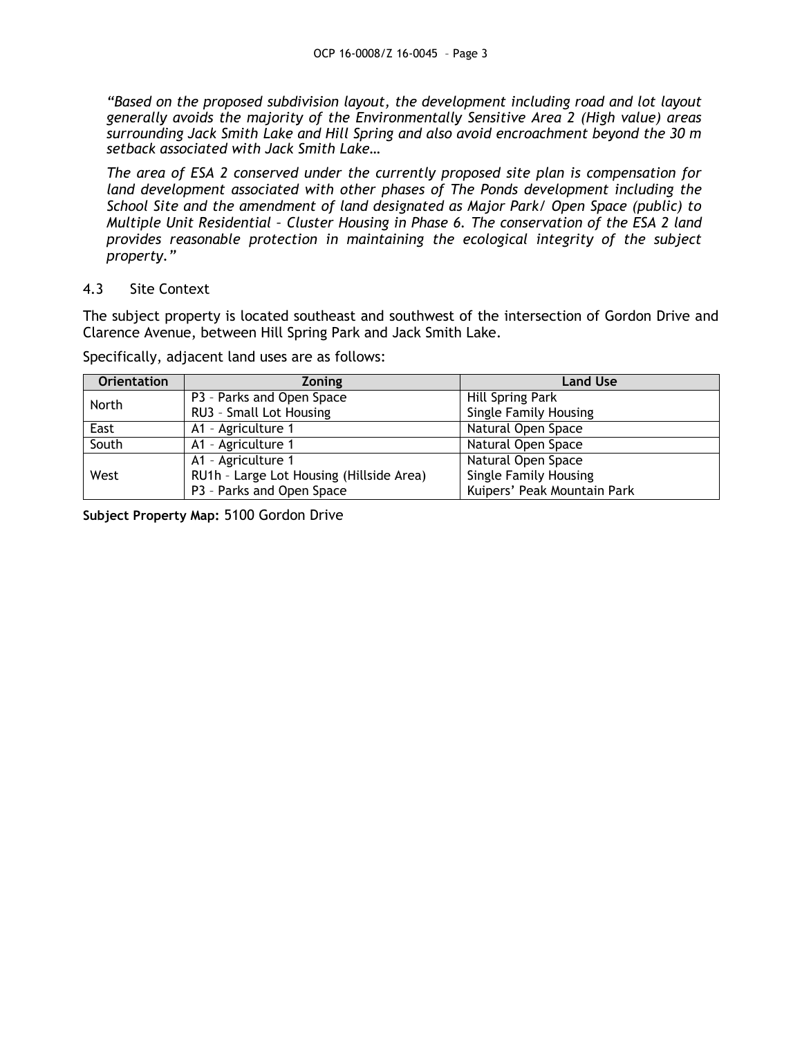*"Based on the proposed subdivision layout, the development including road and lot layout generally avoids the majority of the Environmentally Sensitive Area 2 (High value) areas surrounding Jack Smith Lake and Hill Spring and also avoid encroachment beyond the 30 m setback associated with Jack Smith Lake…*

*The area of ESA 2 conserved under the currently proposed site plan is compensation for land development associated with other phases of The Ponds development including the School Site and the amendment of land designated as Major Park/ Open Space (public) to Multiple Unit Residential – Cluster Housing in Phase 6. The conservation of the ESA 2 land provides reasonable protection in maintaining the ecological integrity of the subject property."*

### 4.3 Site Context

The subject property is located southeast and southwest of the intersection of Gordon Drive and Clarence Avenue, between Hill Spring Park and Jack Smith Lake.

Specifically, adjacent land uses are as follows:

| Orientation | Zoning | Land Use |
|---|---|---|
| North | P3 – Parks and Open Space<br>RU3 – Small Lot Housing | Hill Spring Park<br>Single Family Housing |
| East | A1 – Agriculture 1 | Natural Open Space |
| South | A1 – Agriculture 1 | Natural Open Space |
| West | A1 – Agriculture 1<br>RU1h – Large Lot Housing (Hillside Area)<br>P3 – Parks and Open Space | Natural Open Space<br>Single Family Housing<br>Kuipers' Peak Mountain Park |

**Subject Property Map:** 5100 Gordon Drive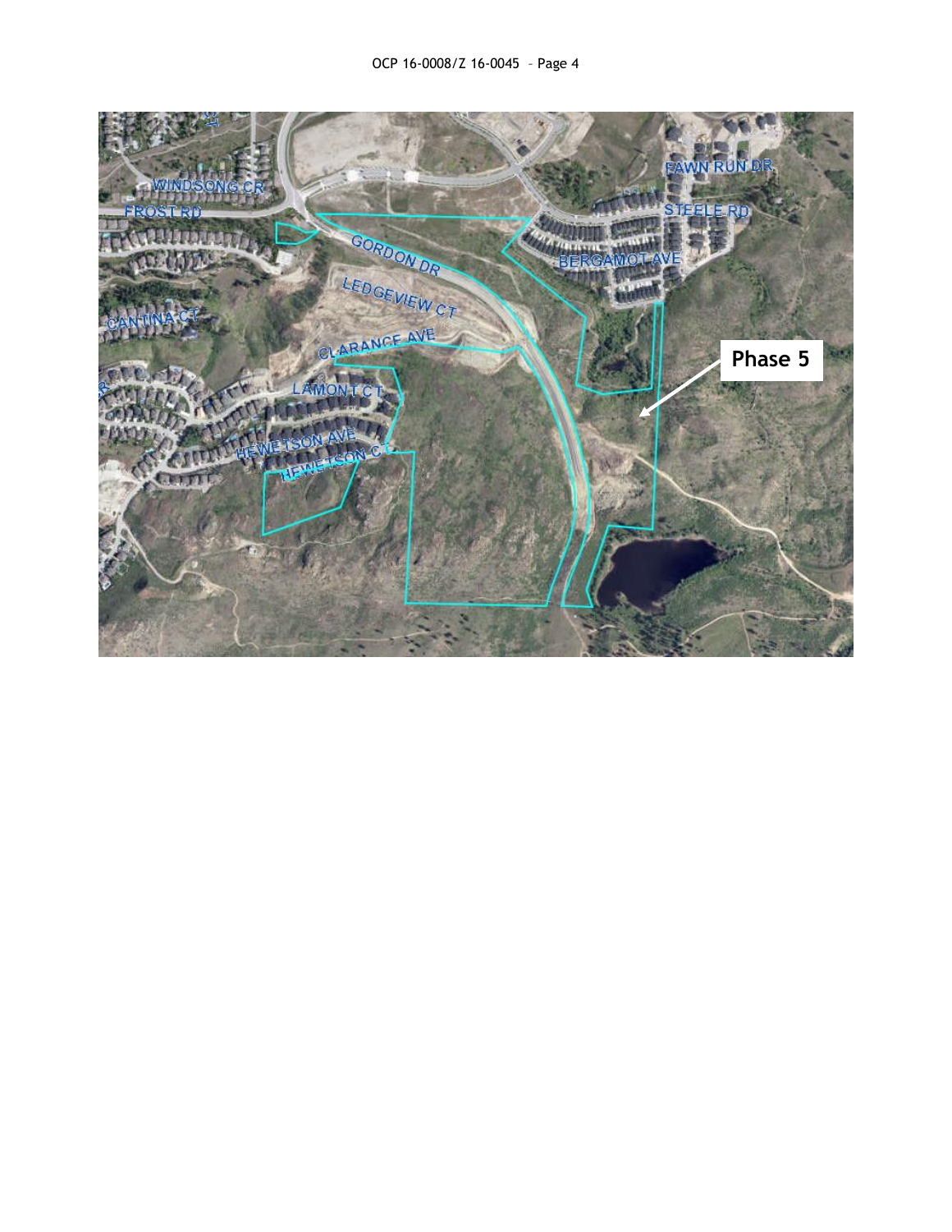WINDSONG CR

FROST RD

FAWN RUN DR

STEELE RD

GORDON DR

BERGAMOT AVE

LEDGEVIEW CT

CANTINA CT

CLARANCE AVE

**Phase 5**

LAMONT CT

HEWETSON AVE

HEWETSON CT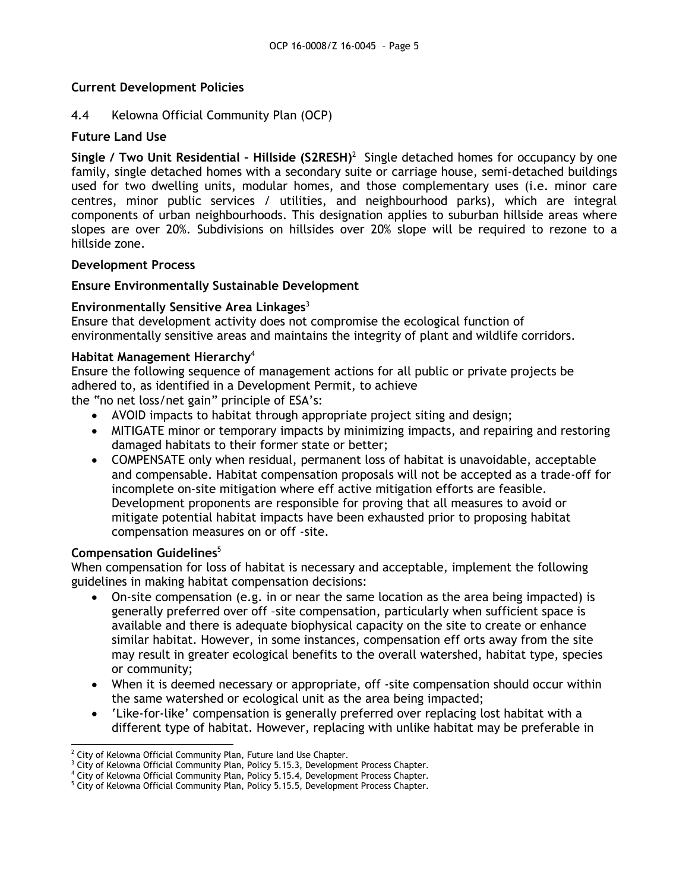**Current Development Policies**

4.4 Kelowna Official Community Plan (OCP)

**Future Land Use**

**Single / Two Unit Residential – Hillside (S2RESH)**[2] Single detached homes for occupancy by one family, single detached homes with a secondary suite or carriage house, semi-detached buildings used for two dwelling units, modular homes, and those complementary uses (i.e. minor care centres, minor public services / utilities, and neighbourhood parks), which are integral components of urban neighbourhoods. This designation applies to suburban hillside areas where slopes are over 20%. Subdivisions on hillsides over 20% slope will be required to rezone to a hillside zone.

**Development Process**

**Ensure Environmentally Sustainable Development**

**Environmentally Sensitive Area Linkages**[3]
Ensure that development activity does not compromise the ecological function of environmentally sensitive areas and maintains the integrity of plant and wildlife corridors.

**Habitat Management Hierarchy**[4]
Ensure the following sequence of management actions for all public or private projects be adhered to, as identified in a Development Permit, to achieve the "no net loss/net gain" principle of ESA's:

- AVOID impacts to habitat through appropriate project siting and design;
- MITIGATE minor or temporary impacts by minimizing impacts, and repairing and restoring damaged habitats to their former state or better;
- COMPENSATE only when residual, permanent loss of habitat is unavoidable, acceptable and compensable. Habitat compensation proposals will not be accepted as a trade-off for incomplete on-site mitigation where eff active mitigation efforts are feasible. Development proponents are responsible for proving that all measures to avoid or mitigate potential habitat impacts have been exhausted prior to proposing habitat compensation measures on or off -site.

**Compensation Guidelines**[5]
When compensation for loss of habitat is necessary and acceptable, implement the following guidelines in making habitat compensation decisions:

- On-site compensation (e.g. in or near the same location as the area being impacted) is generally preferred over off –site compensation, particularly when sufficient space is available and there is adequate biophysical capacity on the site to create or enhance similar habitat. However, in some instances, compensation eff orts away from the site may result in greater ecological benefits to the overall watershed, habitat type, species or community;
- When it is deemed necessary or appropriate, off -site compensation should occur within the same watershed or ecological unit as the area being impacted;
- 'Like-for-like' compensation is generally preferred over replacing lost habitat with a different type of habitat. However, replacing with unlike habitat may be preferable in

[2] City of Kelowna Official Community Plan, Future land Use Chapter.
[3] City of Kelowna Official Community Plan, Policy 5.15.3, Development Process Chapter.
[4] City of Kelowna Official Community Plan, Policy 5.15.4, Development Process Chapter.
[5] City of Kelowna Official Community Plan, Policy 5.15.5, Development Process Chapter.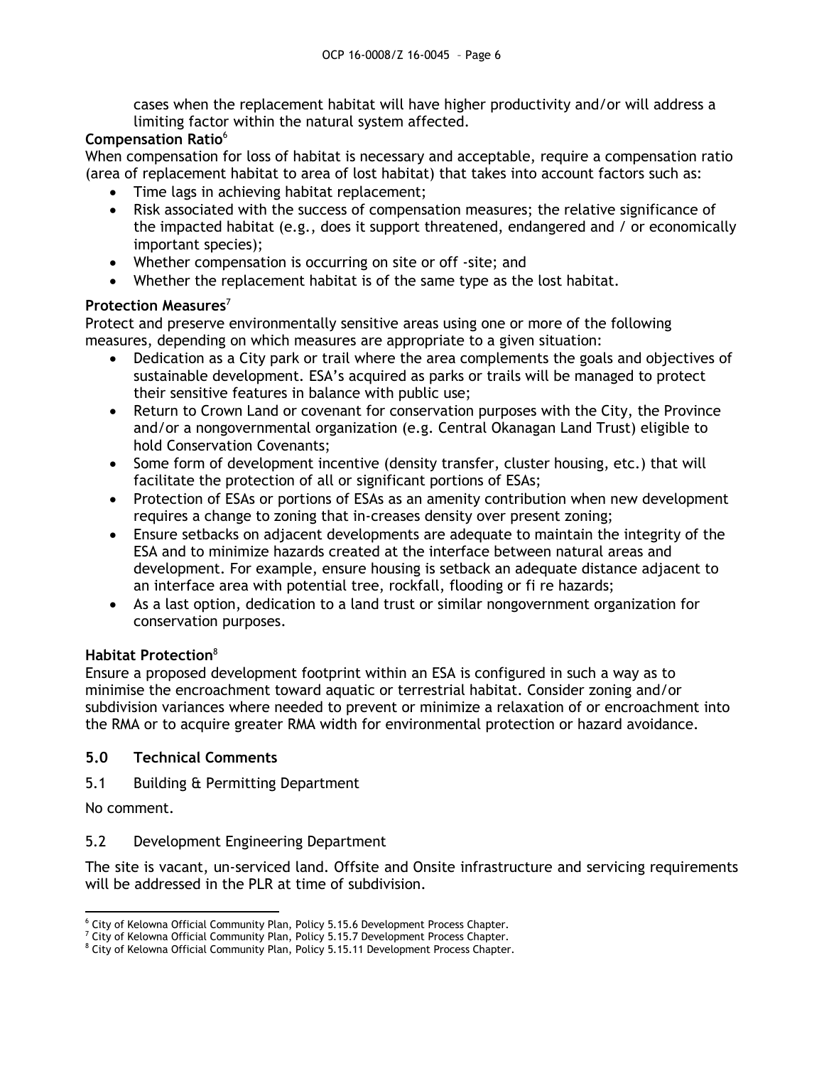cases when the replacement habitat will have higher productivity and/or will address a limiting factor within the natural system affected.

**Compensation Ratio**[6]

When compensation for loss of habitat is necessary and acceptable, require a compensation ratio (area of replacement habitat to area of lost habitat) that takes into account factors such as:

- Time lags in achieving habitat replacement;
- Risk associated with the success of compensation measures; the relative significance of the impacted habitat (e.g., does it support threatened, endangered and / or economically important species);
- Whether compensation is occurring on site or off -site; and
- Whether the replacement habitat is of the same type as the lost habitat.

**Protection Measures**[7]

Protect and preserve environmentally sensitive areas using one or more of the following measures, depending on which measures are appropriate to a given situation:

- Dedication as a City park or trail where the area complements the goals and objectives of sustainable development. ESA's acquired as parks or trails will be managed to protect their sensitive features in balance with public use;
- Return to Crown Land or covenant for conservation purposes with the City, the Province and/or a nongovernmental organization (e.g. Central Okanagan Land Trust) eligible to hold Conservation Covenants;
- Some form of development incentive (density transfer, cluster housing, etc.) that will facilitate the protection of all or significant portions of ESAs;
- Protection of ESAs or portions of ESAs as an amenity contribution when new development requires a change to zoning that in-creases density over present zoning;
- Ensure setbacks on adjacent developments are adequate to maintain the integrity of the ESA and to minimize hazards created at the interface between natural areas and development. For example, ensure housing is setback an adequate distance adjacent to an interface area with potential tree, rockfall, flooding or fi re hazards;
- As a last option, dedication to a land trust or similar nongovernment organization for conservation purposes.

**Habitat Protection**[8]

Ensure a proposed development footprint within an ESA is configured in such a way as to minimise the encroachment toward aquatic or terrestrial habitat. Consider zoning and/or subdivision variances where needed to prevent or minimize a relaxation of or encroachment into the RMA or to acquire greater RMA width for environmental protection or hazard avoidance.

## 5.0 Technical Comments

### 5.1 Building & Permitting Department

No comment.

### 5.2 Development Engineering Department

The site is vacant, un-serviced land. Offsite and Onsite infrastructure and servicing requirements will be addressed in the PLR at time of subdivision.

---

[6] City of Kelowna Official Community Plan, Policy 5.15.6 Development Process Chapter.
[7] City of Kelowna Official Community Plan, Policy 5.15.7 Development Process Chapter.
[8] City of Kelowna Official Community Plan, Policy 5.15.11 Development Process Chapter.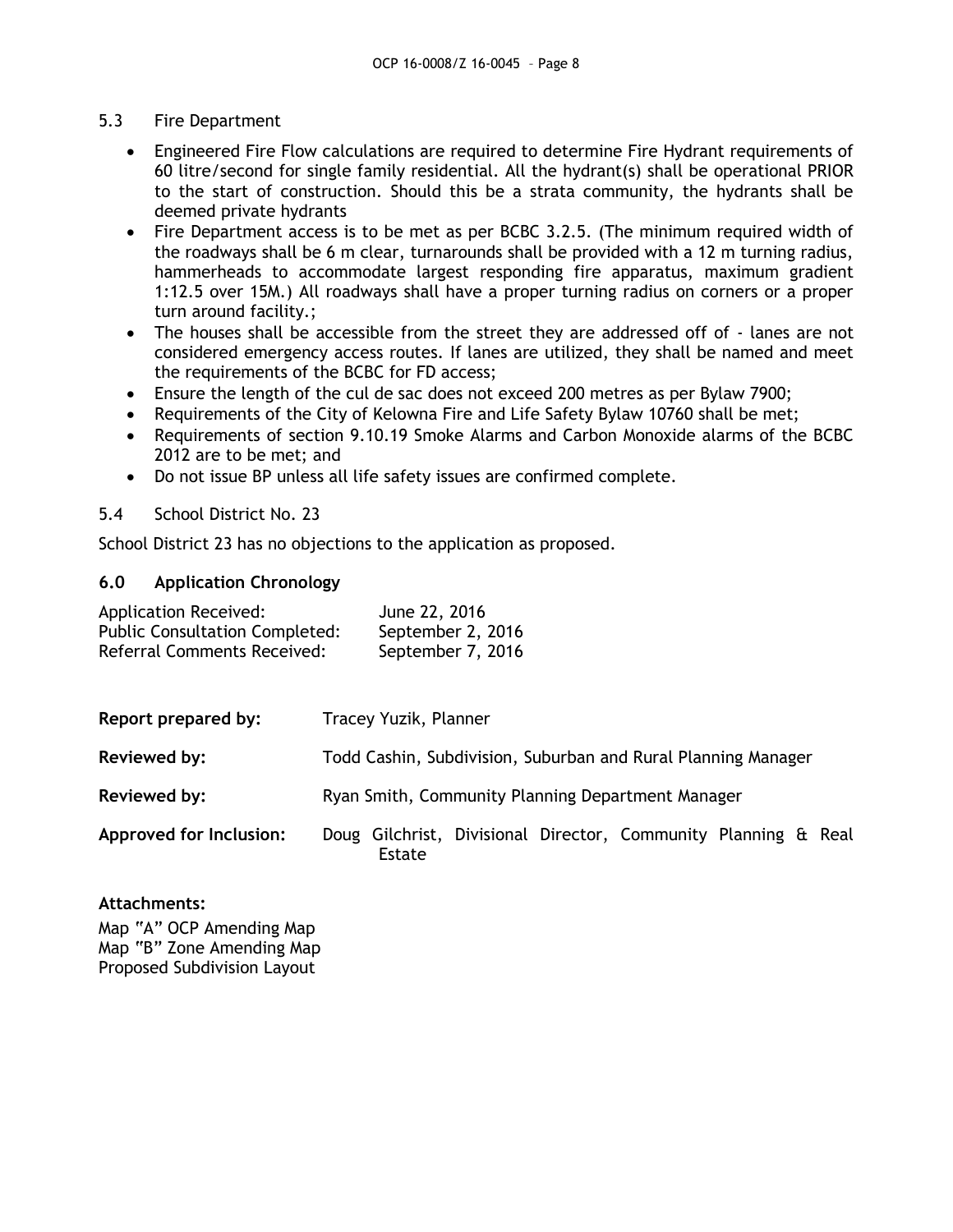### 5.3 Fire Department

- Engineered Fire Flow calculations are required to determine Fire Hydrant requirements of 60 litre/second for single family residential. All the hydrant(s) shall be operational PRIOR to the start of construction. Should this be a strata community, the hydrants shall be deemed private hydrants
- Fire Department access is to be met as per BCBC 3.2.5. (The minimum required width of the roadways shall be 6 m clear, turnarounds shall be provided with a 12 m turning radius, hammerheads to accommodate largest responding fire apparatus, maximum gradient 1:12.5 over 15M.) All roadways shall have a proper turning radius on corners or a proper turn around facility.;
- The houses shall be accessible from the street they are addressed off of - lanes are not considered emergency access routes. If lanes are utilized, they shall be named and meet the requirements of the BCBC for FD access;
- Ensure the length of the cul de sac does not exceed 200 metres as per Bylaw 7900;
- Requirements of the City of Kelowna Fire and Life Safety Bylaw 10760 shall be met;
- Requirements of section 9.10.19 Smoke Alarms and Carbon Monoxide alarms of the BCBC 2012 are to be met; and
- Do not issue BP unless all life safety issues are confirmed complete.

### 5.4 School District No. 23

School District 23 has no objections to the application as proposed.

## 6.0 Application Chronology

| | |
|---|---|
| Application Received: | June 22, 2016 |
| Public Consultation Completed: | September 2, 2016 |
| Referral Comments Received: | September 7, 2016 |

| | |
|---|---|
| **Report prepared by:** | Tracey Yuzik, Planner |
| **Reviewed by:** | Todd Cashin, Subdivision, Suburban and Rural Planning Manager |
| **Reviewed by:** | Ryan Smith, Community Planning Department Manager |
| **Approved for Inclusion:** | Doug Gilchrist, Divisional Director, Community Planning & Real Estate |

**Attachments:**

Map "A" OCP Amending Map
Map "B" Zone Amending Map
Proposed Subdivision Layout